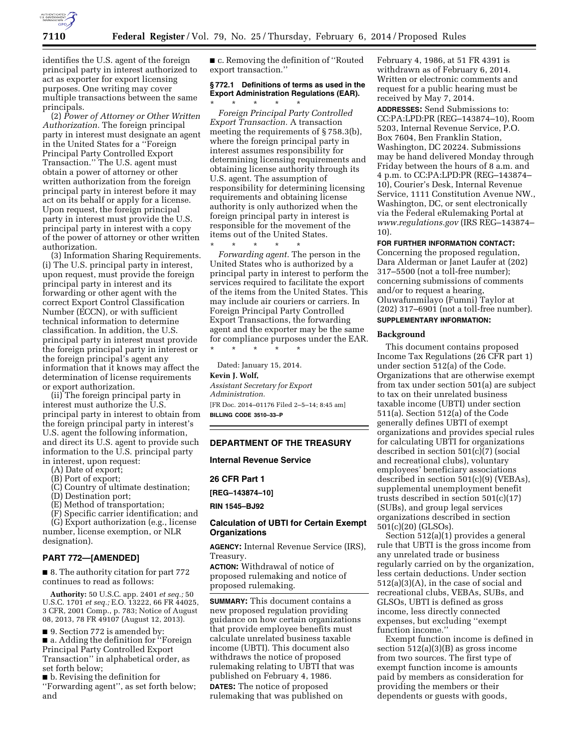identifies the U.S. agent of the foreign principal party in interest authorized to act as exporter for export licensing purposes. One writing may cover multiple transactions between the same principals.

(2) *Power of Attorney or Other Written Authorization.* The foreign principal party in interest must designate an agent in the United States for a ''Foreign Principal Party Controlled Export Transaction.'' The U.S. agent must obtain a power of attorney or other written authorization from the foreign principal party in interest before it may act on its behalf or apply for a license. Upon request, the foreign principal party in interest must provide the U.S. principal party in interest with a copy of the power of attorney or other written authorization.

(3) Information Sharing Requirements. (i) The U.S. principal party in interest, upon request, must provide the foreign principal party in interest and its forwarding or other agent with the correct Export Control Classification Number (ECCN), or with sufficient technical information to determine classification. In addition, the U.S. principal party in interest must provide the foreign principal party in interest or the foreign principal's agent any information that it knows may affect the determination of license requirements or export authorization.

(ii) The foreign principal party in interest must authorize the U.S. principal party in interest to obtain from the foreign principal party in interest's U.S. agent the following information, and direct its U.S. agent to provide such information to the U.S. principal party in interest, upon request:

(A) Date of export;

(B) Port of export;

(C) Country of ultimate destination;

(D) Destination port;

(E) Method of transportation;

(F) Specific carrier identification; and

(G) Export authorization (e.g., license number, license exemption, or NLR designation).

## PART 772—[AMENDED]

■ 8. The authority citation for part 772 continues to read as follows:

**Authority:** 50 U.S.C. app. 2401 *et seq.;* 50 U.S.C. 1701 *et seq.;* E.O. 13222, 66 FR 44025, 3 CFR, 2001 Comp., p. 783; Notice of August 08, 2013, 78 FR 49107 (August 12, 2013).

■ 9. Section 772 is amended by:

■ a. Adding the definition for ''Foreign Principal Party Controlled Export Transaction'' in alphabetical order, as set forth below;

■ b. Revising the definition for ''Forwarding agent'', as set forth below; and

■ c. Removing the definition of ''Routed export transaction.''

### § 772.1 Definitions of terms as used in the Export Administration Regulations (EAR).

\* \* \* \* \*

*Foreign Principal Party Controlled Export Transaction.* A transaction meeting the requirements of § 758.3(b), where the foreign principal party in interest assumes responsibility for determining licensing requirements and obtaining license authority through its U.S. agent. The assumption of responsibility for determining licensing requirements and obtaining license authority is only authorized when the foreign principal party in interest is responsible for the movement of the items out of the United States.

\* \* \* \* \*

*Forwarding agent.* The person in the United States who is authorized by a principal party in interest to perform the services required to facilitate the export of the items from the United States. This may include air couriers or carriers. In Foreign Principal Party Controlled Export Transactions, the forwarding agent and the exporter may be the same for compliance purposes under the EAR.

\* \* \* \* \*

Dated: January 15, 2014.

**Kevin J. Wolf,**

*Assistant Secretary for Export Administration.*

[FR Doc. 2014–01176 Filed 2–5–14; 8:45 am]

**BILLING CODE 3510–33–P**

---

## DEPARTMENT OF THE TREASURY

### Internal Revenue Service

### 26 CFR Part 1

**[REG–143874–10]**

**RIN 1545–BJ92**

## Calculation of UBTI for Certain Exempt Organizations

**AGENCY:** Internal Revenue Service (IRS), Treasury.

**ACTION:** Withdrawal of notice of proposed rulemaking and notice of proposed rulemaking.

**SUMMARY:** This document contains a new proposed regulation providing guidance on how certain organizations that provide employee benefits must calculate unrelated business taxable income (UBTI). This document also withdraws the notice of proposed rulemaking relating to UBTI that was published on February 4, 1986.

**DATES:** The notice of proposed rulemaking that was published on February 4, 1986, at 51 FR 4391 is withdrawn as of February 6, 2014. Written or electronic comments and request for a public hearing must be received by May 7, 2014.

**ADDRESSES:** Send Submissions to: CC:PA:LPD:PR (REG–143874–10), Room 5203, Internal Revenue Service, P.O. Box 7604, Ben Franklin Station, Washington, DC 20224. Submissions may be hand delivered Monday through Friday between the hours of 8 a.m. and 4 p.m. to CC:PA:LPD:PR (REG–143874–10), Courier's Desk, Internal Revenue Service, 1111 Constitution Avenue NW., Washington, DC, or sent electronically via the Federal eRulemaking Portal at *www.regulations.gov* (IRS REG–143874–10).

**FOR FURTHER INFORMATION CONTACT:** Concerning the proposed regulation, Dara Alderman or Janet Laufer at (202) 317–5500 (not a toll-free number); concerning submissions of comments and/or to request a hearing, Oluwafunmilayo (Fumni) Taylor at (202) 317–6901 (not a toll-free number).

**SUPPLEMENTARY INFORMATION:**

### Background

This document contains proposed Income Tax Regulations (26 CFR part 1) under section 512(a) of the Code. Organizations that are otherwise exempt from tax under section 501(a) are subject to tax on their unrelated business taxable income (UBTI) under section 511(a). Section 512(a) of the Code generally defines UBTI of exempt organizations and provides special rules for calculating UBTI for organizations described in section 501(c)(7) (social and recreational clubs), voluntary employees' beneficiary associations described in section 501(c)(9) (VEBAs), supplemental unemployment benefit trusts described in section 501(c)(17) (SUBs), and group legal services organizations described in section 501(c)(20) (GLSOs).

Section 512(a)(1) provides a general rule that UBTI is the gross income from any unrelated trade or business regularly carried on by the organization, less certain deductions. Under section 512(a)(3)(A), in the case of social and recreational clubs, VEBAs, SUBs, and GLSOs, UBTI is defined as gross income, less directly connected expenses, but excluding ''exempt function income.''

Exempt function income is defined in section 512(a)(3)(B) as gross income from two sources. The first type of exempt function income is amounts paid by members as consideration for providing the members or their dependents or guests with goods,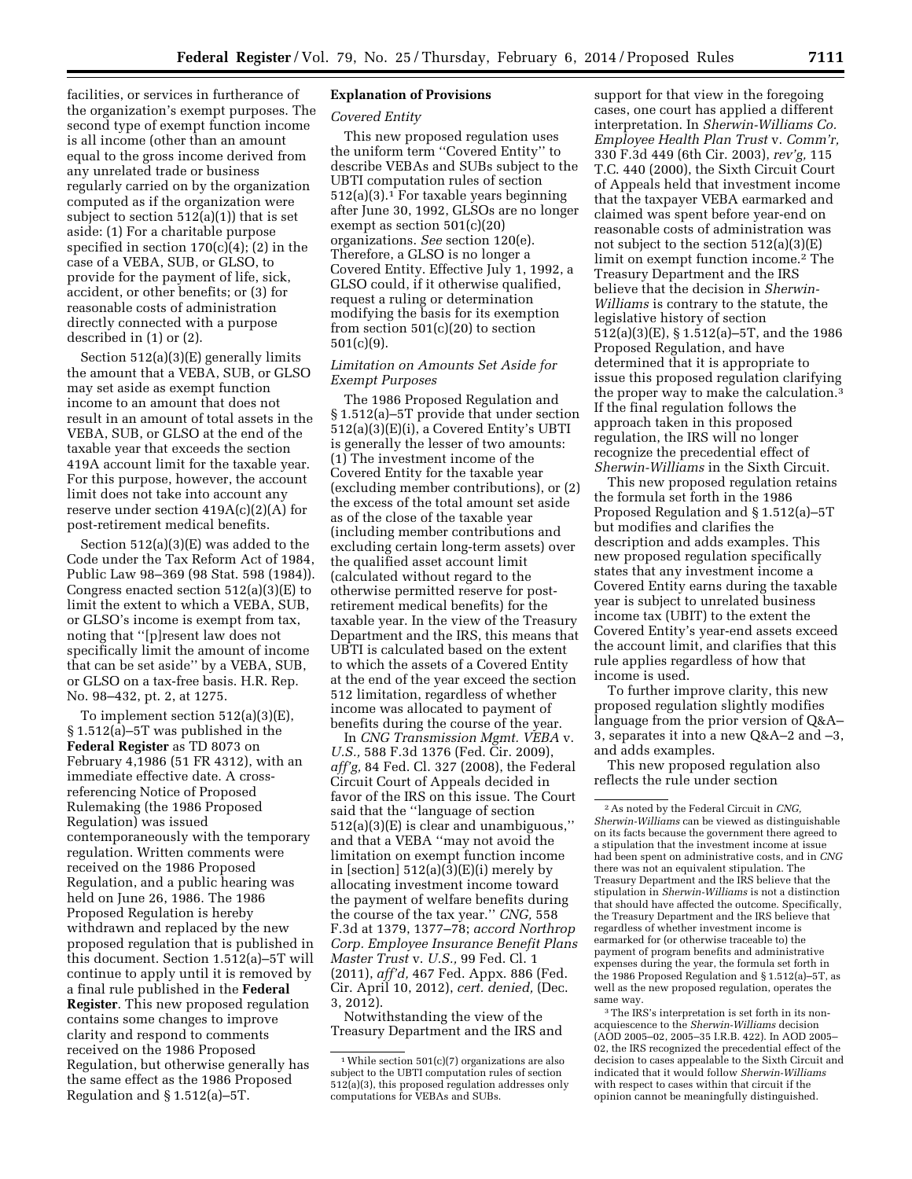facilities, or services in furtherance of the organization's exempt purposes. The second type of exempt function income is all income (other than an amount equal to the gross income derived from any unrelated trade or business regularly carried on by the organization computed as if the organization were subject to section 512(a)(1)) that is set aside: (1) For a charitable purpose specified in section 170(c)(4); (2) in the case of a VEBA, SUB, or GLSO, to provide for the payment of life, sick, accident, or other benefits; or (3) for reasonable costs of administration directly connected with a purpose described in (1) or (2).

Section 512(a)(3)(E) generally limits the amount that a VEBA, SUB, or GLSO may set aside as exempt function income to an amount that does not result in an amount of total assets in the VEBA, SUB, or GLSO at the end of the taxable year that exceeds the section 419A account limit for the taxable year. For this purpose, however, the account limit does not take into account any reserve under section 419A(c)(2)(A) for post-retirement medical benefits.

Section 512(a)(3)(E) was added to the Code under the Tax Reform Act of 1984, Public Law 98–369 (98 Stat. 598 (1984)). Congress enacted section 512(a)(3)(E) to limit the extent to which a VEBA, SUB, or GLSO's income is exempt from tax, noting that ''[p]resent law does not specifically limit the amount of income that can be set aside'' by a VEBA, SUB, or GLSO on a tax-free basis. H.R. Rep. No. 98–432, pt. 2, at 1275.

To implement section 512(a)(3)(E), § 1.512(a)–5T was published in the **Federal Register** as TD 8073 on February 4,1986 (51 FR 4312), with an immediate effective date. A cross-referencing Notice of Proposed Rulemaking (the 1986 Proposed Regulation) was issued contemporaneously with the temporary regulation. Written comments were received on the 1986 Proposed Regulation, and a public hearing was held on June 26, 1986. The 1986 Proposed Regulation is hereby withdrawn and replaced by the new proposed regulation that is published in this document. Section 1.512(a)–5T will continue to apply until it is removed by a final rule published in the **Federal Register**. This new proposed regulation contains some changes to improve clarity and respond to comments received on the 1986 Proposed Regulation, but otherwise generally has the same effect as the 1986 Proposed Regulation and § 1.512(a)–5T.

## Explanation of Provisions

### *Covered Entity*

This new proposed regulation uses the uniform term ''Covered Entity'' to describe VEBAs and SUBs subject to the UBTI computation rules of section 512(a)(3).[1] For taxable years beginning after June 30, 1992, GLSOs are no longer exempt as section 501(c)(20) organizations. *See* section 120(e). Therefore, a GLSO is no longer a Covered Entity. Effective July 1, 1992, a GLSO could, if it otherwise qualified, request a ruling or determination modifying the basis for its exemption from section 501(c)(20) to section 501(c)(9).

### *Limitation on Amounts Set Aside for Exempt Purposes*

The 1986 Proposed Regulation and § 1.512(a)–5T provide that under section 512(a)(3)(E)(i), a Covered Entity's UBTI is generally the lesser of two amounts: (1) The investment income of the Covered Entity for the taxable year (excluding member contributions), or (2) the excess of the total amount set aside as of the close of the taxable year (including member contributions and excluding certain long-term assets) over the qualified asset account limit (calculated without regard to the otherwise permitted reserve for post-retirement medical benefits) for the taxable year. In the view of the Treasury Department and the IRS, this means that UBTI is calculated based on the extent to which the assets of a Covered Entity at the end of the year exceed the section 512 limitation, regardless of whether income was allocated to payment of benefits during the course of the year.

In *CNG Transmission Mgmt. VEBA* v. *U.S.,* 588 F.3d 1376 (Fed. Cir. 2009), *aff'g,* 84 Fed. Cl. 327 (2008), the Federal Circuit Court of Appeals decided in favor of the IRS on this issue. The Court said that the ''language of section 512(a)(3)(E) is clear and unambiguous,'' and that a VEBA ''may not avoid the limitation on exempt function income in [section] 512(a)(3)(E)(i) merely by allocating investment income toward the payment of welfare benefits during the course of the tax year.'' *CNG,* 558 F.3d at 1379, 1377–78; *accord Northrop Corp. Employee Insurance Benefit Plans Master Trust* v. *U.S.,* 99 Fed. Cl. 1 (2011), *aff'd,* 467 Fed. Appx. 886 (Fed. Cir. April 10, 2012), *cert. denied,* (Dec. 3, 2012).

Notwithstanding the view of the Treasury Department and the IRS and support for that view in the foregoing cases, one court has applied a different interpretation. In *Sherwin-Williams Co. Employee Health Plan Trust* v. *Comm'r,* 330 F.3d 449 (6th Cir. 2003), *rev'g,* 115 T.C. 440 (2000), the Sixth Circuit Court of Appeals held that investment income that the taxpayer VEBA earmarked and claimed was spent before year-end on reasonable costs of administration was not subject to the section 512(a)(3)(E) limit on exempt function income.[2] The Treasury Department and the IRS believe that the decision in *Sherwin-Williams* is contrary to the statute, the legislative history of section 512(a)(3)(E), § 1.512(a)–5T, and the 1986 Proposed Regulation, and have determined that it is appropriate to issue this proposed regulation clarifying the proper way to make the calculation.[3] If the final regulation follows the approach taken in this proposed regulation, the IRS will no longer recognize the precedential effect of *Sherwin-Williams* in the Sixth Circuit.

This new proposed regulation retains the formula set forth in the 1986 Proposed Regulation and § 1.512(a)–5T but modifies and clarifies the description and adds examples. This new proposed regulation specifically states that any investment income a Covered Entity earns during the taxable year is subject to unrelated business income tax (UBIT) to the extent the Covered Entity's year-end assets exceed the account limit, and clarifies that this rule applies regardless of how that income is used.

To further improve clarity, this new proposed regulation slightly modifies language from the prior version of Q&A–3, separates it into a new Q&A–2 and –3, and adds examples.

This new proposed regulation also reflects the rule under section

---

[1] While section 501(c)(7) organizations are also subject to the UBTI computation rules of section 512(a)(3), this proposed regulation addresses only computations for VEBAs and SUBs.

[2] As noted by the Federal Circuit in *CNG, Sherwin-Williams* can be viewed as distinguishable on its facts because the government there agreed to a stipulation that the investment income at issue had been spent on administrative costs, and in *CNG* there was not an equivalent stipulation. The Treasury Department and the IRS believe that the stipulation in *Sherwin-Williams* is not a distinction that should have affected the outcome. Specifically, the Treasury Department and the IRS believe that regardless of whether investment income is earmarked for (or otherwise traceable to) the payment of program benefits and administrative expenses during the year, the formula set forth in the 1986 Proposed Regulation and § 1.512(a)–5T, as well as the new proposed regulation, operates the same way.

[3] The IRS's interpretation is set forth in its non-acquiescence to the *Sherwin-Williams* decision (AOD 2005–02, 2005–35 I.R.B. 422). In AOD 2005–02, the IRS recognized the precedential effect of the decision to cases appealable to the Sixth Circuit and indicated that it would follow *Sherwin-Williams* with respect to cases within that circuit if the opinion cannot be meaningfully distinguished.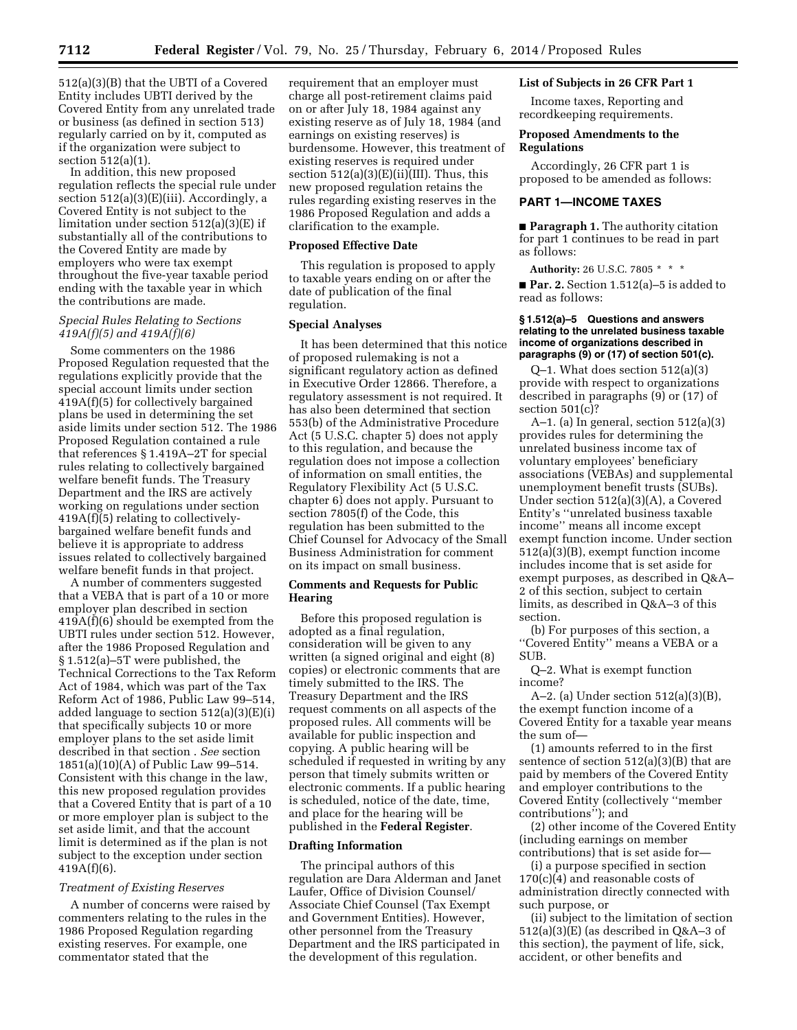512(a)(3)(B) that the UBTI of a Covered Entity includes UBTI derived by the Covered Entity from any unrelated trade or business (as defined in section 513) regularly carried on by it, computed as if the organization were subject to section 512(a)(1).

In addition, this new proposed regulation reflects the special rule under section 512(a)(3)(E)(iii). Accordingly, a Covered Entity is not subject to the limitation under section 512(a)(3)(E) if substantially all of the contributions to the Covered Entity are made by employers who were tax exempt throughout the five-year taxable period ending with the taxable year in which the contributions are made.

*Special Rules Relating to Sections 419A(f)(5) and 419A(f)(6)*

Some commenters on the 1986 Proposed Regulation requested that the regulations explicitly provide that the special account limits under section 419A(f)(5) for collectively bargained plans be used in determining the set aside limits under section 512. The 1986 Proposed Regulation contained a rule that references § 1.419A–2T for special rules relating to collectively bargained welfare benefit funds. The Treasury Department and the IRS are actively working on regulations under section 419A(f)(5) relating to collectively-bargained welfare benefit funds and believe it is appropriate to address issues related to collectively bargained welfare benefit funds in that project.

A number of commenters suggested that a VEBA that is part of a 10 or more employer plan described in section 419A(f)(6) should be exempted from the UBTI rules under section 512. However, after the 1986 Proposed Regulation and § 1.512(a)–5T were published, the Technical Corrections to the Tax Reform Act of 1984, which was part of the Tax Reform Act of 1986, Public Law 99–514, added language to section 512(a)(3)(E)(i) that specifically subjects 10 or more employer plans to the set aside limit described in that section . *See* section 1851(a)(10)(A) of Public Law 99–514. Consistent with this change in the law, this new proposed regulation provides that a Covered Entity that is part of a 10 or more employer plan is subject to the set aside limit, and that the account limit is determined as if the plan is not subject to the exception under section 419A(f)(6).

*Treatment of Existing Reserves*

A number of concerns were raised by commenters relating to the rules in the 1986 Proposed Regulation regarding existing reserves. For example, one commentator stated that the requirement that an employer must charge all post-retirement claims paid on or after July 18, 1984 against any existing reserve as of July 18, 1984 (and earnings on existing reserves) is burdensome. However, this treatment of existing reserves is required under section 512(a)(3)(E)(ii)(III). Thus, this new proposed regulation retains the rules regarding existing reserves in the 1986 Proposed Regulation and adds a clarification to the example.

**Proposed Effective Date**

This regulation is proposed to apply to taxable years ending on or after the date of publication of the final regulation.

**Special Analyses**

It has been determined that this notice of proposed rulemaking is not a significant regulatory action as defined in Executive Order 12866. Therefore, a regulatory assessment is not required. It has also been determined that section 553(b) of the Administrative Procedure Act (5 U.S.C. chapter 5) does not apply to this regulation, and because the regulation does not impose a collection of information on small entities, the Regulatory Flexibility Act (5 U.S.C. chapter 6) does not apply. Pursuant to section 7805(f) of the Code, this regulation has been submitted to the Chief Counsel for Advocacy of the Small Business Administration for comment on its impact on small business.

**Comments and Requests for Public Hearing**

Before this proposed regulation is adopted as a final regulation, consideration will be given to any written (a signed original and eight (8) copies) or electronic comments that are timely submitted to the IRS. The Treasury Department and the IRS request comments on all aspects of the proposed rules. All comments will be available for public inspection and copying. A public hearing will be scheduled if requested in writing by any person that timely submits written or electronic comments. If a public hearing is scheduled, notice of the date, time, and place for the hearing will be published in the **Federal Register**.

**Drafting Information**

The principal authors of this regulation are Dara Alderman and Janet Laufer, Office of Division Counsel/ Associate Chief Counsel (Tax Exempt and Government Entities). However, other personnel from the Treasury Department and the IRS participated in the development of this regulation.

**List of Subjects in 26 CFR Part 1**

Income taxes, Reporting and recordkeeping requirements.

**Proposed Amendments to the Regulations**

Accordingly, 26 CFR part 1 is proposed to be amended as follows:

## PART 1—INCOME TAXES

■ **Paragraph 1.** The authority citation for part 1 continues to be read in part as follows:

**Authority:** 26 U.S.C. 7805 * * *

■ **Par. 2.** Section 1.512(a)–5 is added to read as follows:

**§ 1.512(a)–5 Questions and answers relating to the unrelated business taxable income of organizations described in paragraphs (9) or (17) of section 501(c).**

Q–1. What does section 512(a)(3) provide with respect to organizations described in paragraphs (9) or (17) of section 501(c)?

A–1. (a) In general, section 512(a)(3) provides rules for determining the unrelated business income tax of voluntary employees' beneficiary associations (VEBAs) and supplemental unemployment benefit trusts (SUBs). Under section 512(a)(3)(A), a Covered Entity's ''unrelated business taxable income'' means all income except exempt function income. Under section 512(a)(3)(B), exempt function income includes income that is set aside for exempt purposes, as described in Q&A–2 of this section, subject to certain limits, as described in Q&A–3 of this section.

(b) For purposes of this section, a ''Covered Entity'' means a VEBA or a SUB.

Q–2. What is exempt function income?

A–2. (a) Under section 512(a)(3)(B), the exempt function income of a Covered Entity for a taxable year means the sum of—

(1) amounts referred to in the first sentence of section 512(a)(3)(B) that are paid by members of the Covered Entity and employer contributions to the Covered Entity (collectively ''member contributions''); and

(2) other income of the Covered Entity (including earnings on member contributions) that is set aside for—

(i) a purpose specified in section 170(c)(4) and reasonable costs of administration directly connected with such purpose, or

(ii) subject to the limitation of section 512(a)(3)(E) (as described in Q&A–3 of this section), the payment of life, sick, accident, or other benefits and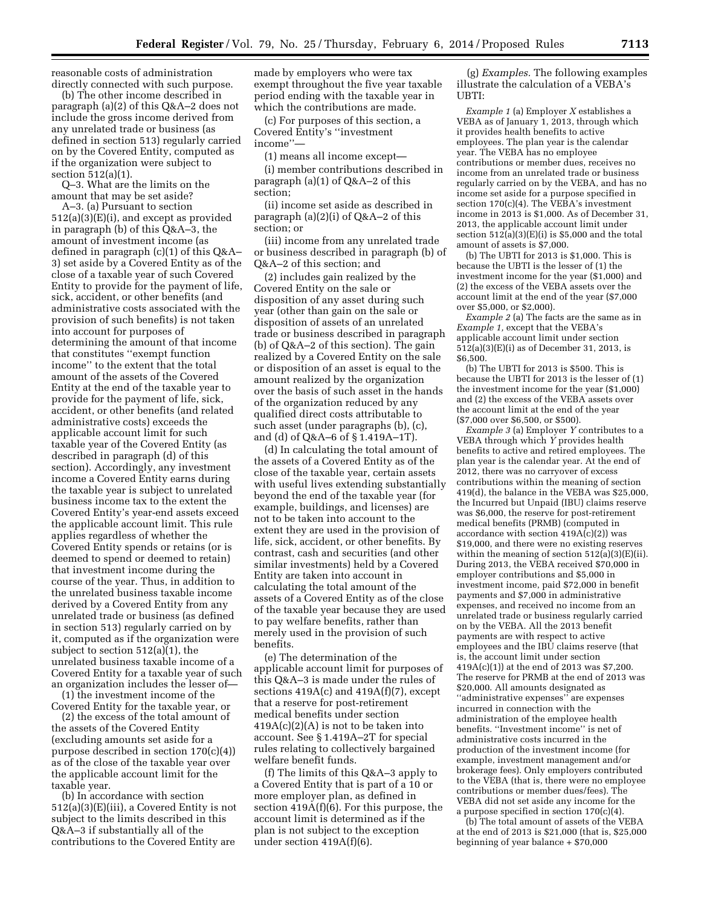reasonable costs of administration directly connected with such purpose.

(b) The other income described in paragraph (a)(2) of this Q&A–2 does not include the gross income derived from any unrelated trade or business (as defined in section 513) regularly carried on by the Covered Entity, computed as if the organization were subject to section 512(a)(1).

Q–3. What are the limits on the amount that may be set aside?

A–3. (a) Pursuant to section 512(a)(3)(E)(i), and except as provided in paragraph (b) of this Q&A–3, the amount of investment income (as defined in paragraph (c)(1) of this Q&A–3) set aside by a Covered Entity as of the close of a taxable year of such Covered Entity to provide for the payment of life, sick, accident, or other benefits (and administrative costs associated with the provision of such benefits) is not taken into account for purposes of determining the amount of that income that constitutes ''exempt function income'' to the extent that the total amount of the assets of the Covered Entity at the end of the taxable year to provide for the payment of life, sick, accident, or other benefits (and related administrative costs) exceeds the applicable account limit for such taxable year of the Covered Entity (as described in paragraph (d) of this section). Accordingly, any investment income a Covered Entity earns during the taxable year is subject to unrelated business income tax to the extent the Covered Entity's year-end assets exceed the applicable account limit. This rule applies regardless of whether the Covered Entity spends or retains (or is deemed to spend or deemed to retain) that investment income during the course of the year. Thus, in addition to the unrelated business taxable income derived by a Covered Entity from any unrelated trade or business (as defined in section 513) regularly carried on by it, computed as if the organization were subject to section 512(a)(1), the unrelated business taxable income of a Covered Entity for a taxable year of such an organization includes the lesser of—

(1) the investment income of the Covered Entity for the taxable year, or

(2) the excess of the total amount of the assets of the Covered Entity (excluding amounts set aside for a purpose described in section 170(c)(4)) as of the close of the taxable year over the applicable account limit for the taxable year.

(b) In accordance with section 512(a)(3)(E)(iii), a Covered Entity is not subject to the limits described in this Q&A–3 if substantially all of the contributions to the Covered Entity are made by employers who were tax exempt throughout the five year taxable period ending with the taxable year in which the contributions are made.

(c) For purposes of this section, a Covered Entity's ''investment income''—

(1) means all income except—

(i) member contributions described in paragraph (a)(1) of Q&A–2 of this section;

(ii) income set aside as described in paragraph (a)(2)(i) of Q&A–2 of this section; or

(iii) income from any unrelated trade or business described in paragraph (b) of Q&A–2 of this section; and

(2) includes gain realized by the Covered Entity on the sale or disposition of any asset during such year (other than gain on the sale or disposition of assets of an unrelated trade or business described in paragraph (b) of Q&A–2 of this section). The gain realized by a Covered Entity on the sale or disposition of an asset is equal to the amount realized by the organization over the basis of such asset in the hands of the organization reduced by any qualified direct costs attributable to such asset (under paragraphs (b), (c), and (d) of Q&A–6 of § 1.419A–1T).

(d) In calculating the total amount of the assets of a Covered Entity as of the close of the taxable year, certain assets with useful lives extending substantially beyond the end of the taxable year (for example, buildings, and licenses) are not to be taken into account to the extent they are used in the provision of life, sick, accident, or other benefits. By contrast, cash and securities (and other similar investments) held by a Covered Entity are taken into account in calculating the total amount of the assets of a Covered Entity as of the close of the taxable year because they are used to pay welfare benefits, rather than merely used in the provision of such benefits.

(e) The determination of the applicable account limit for purposes of this Q&A–3 is made under the rules of sections 419A(c) and 419A(f)(7), except that a reserve for post-retirement medical benefits under section 419A(c)(2)(A) is not to be taken into account. See § 1.419A–2T for special rules relating to collectively bargained welfare benefit funds.

(f) The limits of this Q&A–3 apply to a Covered Entity that is part of a 10 or more employer plan, as defined in section 419A(f)(6). For this purpose, the account limit is determined as if the plan is not subject to the exception under section 419A(f)(6).

(g) *Examples.* The following examples illustrate the calculation of a VEBA's UBTI:

*Example 1* (a) Employer *X* establishes a VEBA as of January 1, 2013, through which it provides health benefits to active employees. The plan year is the calendar year. The VEBA has no employee contributions or member dues, receives no income from an unrelated trade or business regularly carried on by the VEBA, and has no income set aside for a purpose specified in section 170(c)(4). The VEBA's investment income in 2013 is $1,000. As of December 31, 2013, the applicable account limit under section 512(a)(3)(E)(i) is $5,000 and the total amount of assets is $7,000.

(b) The UBTI for 2013 is $1,000. This is because the UBTI is the lesser of (1) the investment income for the year ($1,000) and (2) the excess of the VEBA assets over the account limit at the end of the year ($7,000 over $5,000, or $2,000).

*Example 2* (a) The facts are the same as in *Example 1,* except that the VEBA's applicable account limit under section 512(a)(3)(E)(i) as of December 31, 2013, is $6,500.

(b) The UBTI for 2013 is $500. This is because the UBTI for 2013 is the lesser of (1) the investment income for the year ($1,000) and (2) the excess of the VEBA assets over the account limit at the end of the year ($7,000 over $6,500, or $500).

*Example 3* (a) Employer *Y* contributes to a VEBA through which *Y* provides health benefits to active and retired employees. The plan year is the calendar year. At the end of 2012, there was no carryover of excess contributions within the meaning of section 419(d), the balance in the VEBA was $25,000, the Incurred but Unpaid (IBU) claims reserve was $6,000, the reserve for post-retirement medical benefits (PRMB) (computed in accordance with section 419A(c)(2)) was $19,000, and there were no existing reserves within the meaning of section 512(a)(3)(E)(ii). During 2013, the VEBA received $70,000 in employer contributions and $5,000 in investment income, paid $72,000 in benefit payments and $7,000 in administrative expenses, and received no income from an unrelated trade or business regularly carried on by the VEBA. All the 2013 benefit payments are with respect to active employees and the IBU claims reserve (that is, the account limit under section 419A(c)(1)) at the end of 2013 was $7,200. The reserve for PRMB at the end of 2013 was $20,000. All amounts designated as ''administrative expenses'' are expenses incurred in connection with the administration of the employee health benefits. ''Investment income'' is net of administrative costs incurred in the production of the investment income (for example, investment management and/or brokerage fees). Only employers contributed to the VEBA (that is, there were no employee contributions or member dues/fees). The VEBA did not set aside any income for the a purpose specified in section 170(c)(4).

(b) The total amount of assets of the VEBA at the end of 2013 is $21,000 (that is, $25,000 beginning of year balance + $70,000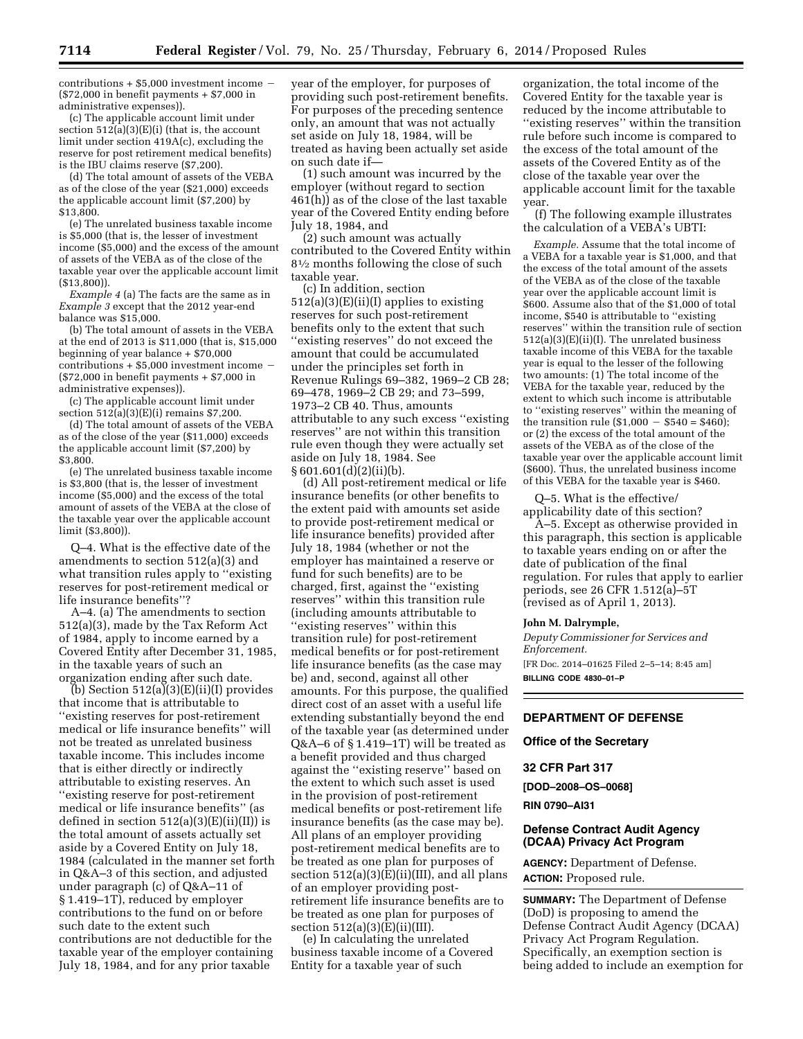contributions + $5,000 investment income − ($72,000 in benefit payments + $7,000 in administrative expenses)).

(c) The applicable account limit under section 512(a)(3)(E)(i) (that is, the account limit under section 419A(c), excluding the reserve for post retirement medical benefits) is the IBU claims reserve ($7,200).

(d) The total amount of assets of the VEBA as of the close of the year ($21,000) exceeds the applicable account limit ($7,200) by $13,800.

(e) The unrelated business taxable income is $5,000 (that is, the lesser of investment income ($5,000) and the excess of the amount of assets of the VEBA as of the close of the taxable year over the applicable account limit ($13,800)).

*Example 4* (a) The facts are the same as in *Example 3* except that the 2012 year-end balance was $15,000.

(b) The total amount of assets in the VEBA at the end of 2013 is $11,000 (that is, $15,000 beginning of year balance + $70,000 contributions + $5,000 investment income − ($72,000 in benefit payments + $7,000 in administrative expenses)).

(c) The applicable account limit under section 512(a)(3)(E)(i) remains $7,200.

(d) The total amount of assets of the VEBA as of the close of the year ($11,000) exceeds the applicable account limit ($7,200) by $3,800.

(e) The unrelated business taxable income is $3,800 (that is, the lesser of investment income ($5,000) and the excess of the total amount of assets of the VEBA at the close of the taxable year over the applicable account limit ($3,800)).

Q–4. What is the effective date of the amendments to section 512(a)(3) and what transition rules apply to "existing reserves for post-retirement medical or life insurance benefits"?

A–4. (a) The amendments to section 512(a)(3), made by the Tax Reform Act of 1984, apply to income earned by a Covered Entity after December 31, 1985, in the taxable years of such an organization ending after such date.

(b) Section 512(a)(3)(E)(ii)(I) provides that income that is attributable to "existing reserves for post-retirement medical or life insurance benefits" will not be treated as unrelated business taxable income. This includes income that is either directly or indirectly attributable to existing reserves. An "existing reserve for post-retirement medical or life insurance benefits" (as defined in section 512(a)(3)(E)(ii)(II)) is the total amount of assets actually set aside by a Covered Entity on July 18, 1984 (calculated in the manner set forth in Q&A–3 of this section, and adjusted under paragraph (c) of Q&A–11 of § 1.419–1T), reduced by employer contributions to the fund on or before such date to the extent such contributions are not deductible for the taxable year of the employer containing July 18, 1984, and for any prior taxable year of the employer, for purposes of providing such post-retirement benefits. For purposes of the preceding sentence only, an amount that was not actually set aside on July 18, 1984, will be treated as having been actually set aside on such date if—

(1) such amount was incurred by the employer (without regard to section 461(h)) as of the close of the last taxable year of the Covered Entity ending before July 18, 1984, and

(2) such amount was actually contributed to the Covered Entity within 8½ months following the close of such taxable year.

(c) In addition, section 512(a)(3)(E)(ii)(I) applies to existing reserves for such post-retirement benefits only to the extent that such "existing reserves" do not exceed the amount that could be accumulated under the principles set forth in Revenue Rulings 69–382, 1969–2 CB 28; 69–478, 1969–2 CB 29; and 73–599, 1973–2 CB 40. Thus, amounts attributable to any such excess "existing reserves" are not within this transition rule even though they were actually set aside on July 18, 1984. See § 601.601(d)(2)(ii)(b).

(d) All post-retirement medical or life insurance benefits (or other benefits to the extent paid with amounts set aside to provide post-retirement medical or life insurance benefits) provided after July 18, 1984 (whether or not the employer has maintained a reserve or fund for such benefits) are to be charged, first, against the "existing reserves" within this transition rule (including amounts attributable to "existing reserves" within this transition rule) for post-retirement medical benefits or for post-retirement life insurance benefits (as the case may be) and, second, against all other amounts. For this purpose, the qualified direct cost of an asset with a useful life extending substantially beyond the end of the taxable year (as determined under Q&A–6 of § 1.419–1T) will be treated as a benefit provided and thus charged against the "existing reserve" based on the extent to which such asset is used in the provision of post-retirement medical benefits or post-retirement life insurance benefits (as the case may be). All plans of an employer providing post-retirement medical benefits are to be treated as one plan for purposes of section 512(a)(3)(E)(ii)(III), and all plans of an employer providing post-retirement life insurance benefits are to be treated as one plan for purposes of section 512(a)(3)(E)(ii)(III).

(e) In calculating the unrelated business taxable income of a Covered Entity for a taxable year of such organization, the total income of the Covered Entity for the taxable year is reduced by the income attributable to "existing reserves" within the transition rule before such income is compared to the excess of the total amount of the assets of the Covered Entity as of the close of the taxable year over the applicable account limit for the taxable year.

(f) The following example illustrates the calculation of a VEBA's UBTI:

*Example.* Assume that the total income of a VEBA for a taxable year is $1,000, and that the excess of the total amount of the assets of the VEBA as of the close of the taxable year over the applicable account limit is $600. Assume also that of the $1,000 of total income, $540 is attributable to "existing reserves" within the transition rule of section 512(a)(3)(E)(ii)(I). The unrelated business taxable income of this VEBA for the taxable year is equal to the lesser of the following two amounts: (1) The total income of the VEBA for the taxable year, reduced by the extent to which such income is attributable to "existing reserves" within the meaning of the transition rule ($1,000 − $540 = $460); or (2) the excess of the total amount of the assets of the VEBA as of the close of the taxable year over the applicable account limit ($600). Thus, the unrelated business income of this VEBA for the taxable year is $460.

Q–5. What is the effective/applicability date of this section?

A–5. Except as otherwise provided in this paragraph, this section is applicable to taxable years ending on or after the date of publication of the final regulation. For rules that apply to earlier periods, see 26 CFR 1.512(a)–5T (revised as of April 1, 2013).

**John M. Dalrymple,**

*Deputy Commissioner for Services and Enforcement.*

[FR Doc. 2014–01625 Filed 2–5–14; 8:45 am]

**BILLING CODE 4830–01–P**

---

## DEPARTMENT OF DEFENSE

### Office of the Secretary

### 32 CFR Part 317

**[DOD–2008–OS–0068]**

**RIN 0790–AI31**

## Defense Contract Audit Agency (DCAA) Privacy Act Program

**AGENCY:** Department of Defense.

**ACTION:** Proposed rule.

---

**SUMMARY:** The Department of Defense (DoD) is proposing to amend the Defense Contract Audit Agency (DCAA) Privacy Act Program Regulation. Specifically, an exemption section is being added to include an exemption for